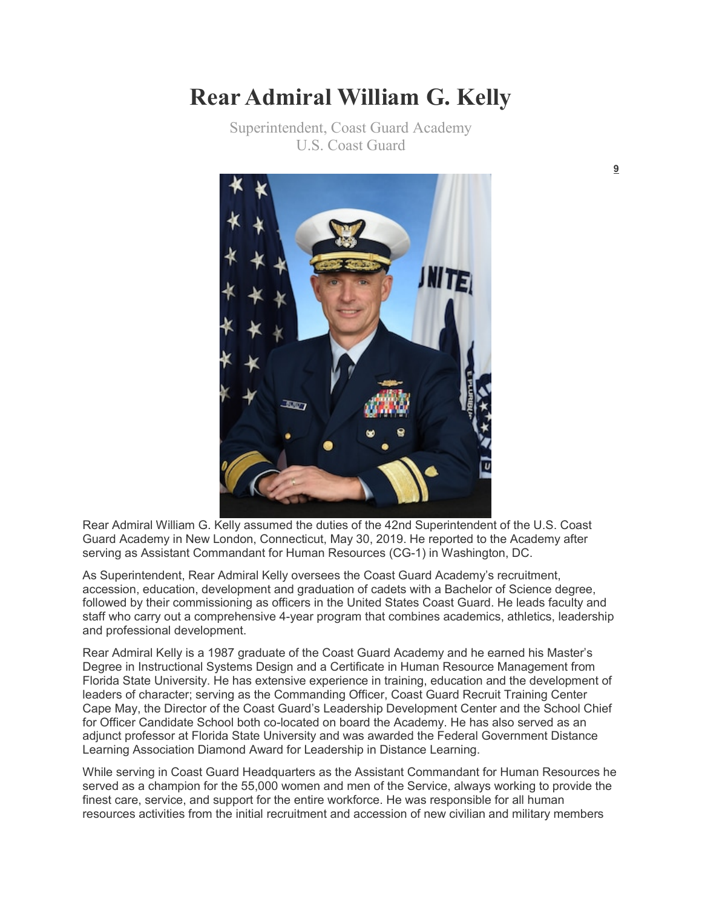# Rear Admiral William G. Kelly

Superintendent, Coast Guard Academy
U.S. Coast Guard

Rear Admiral William G. Kelly assumed the duties of the 42nd Superintendent of the U.S. Coast Guard Academy in New London, Connecticut, May 30, 2019. He reported to the Academy after serving as Assistant Commandant for Human Resources (CG-1) in Washington, DC.

As Superintendent, Rear Admiral Kelly oversees the Coast Guard Academy's recruitment, accession, education, development and graduation of cadets with a Bachelor of Science degree, followed by their commissioning as officers in the United States Coast Guard. He leads faculty and staff who carry out a comprehensive 4-year program that combines academics, athletics, leadership and professional development.

Rear Admiral Kelly is a 1987 graduate of the Coast Guard Academy and he earned his Master's Degree in Instructional Systems Design and a Certificate in Human Resource Management from Florida State University. He has extensive experience in training, education and the development of leaders of character; serving as the Commanding Officer, Coast Guard Recruit Training Center Cape May, the Director of the Coast Guard's Leadership Development Center and the School Chief for Officer Candidate School both co-located on board the Academy. He has also served as an adjunct professor at Florida State University and was awarded the Federal Government Distance Learning Association Diamond Award for Leadership in Distance Learning.

While serving in Coast Guard Headquarters as the Assistant Commandant for Human Resources he served as a champion for the 55,000 women and men of the Service, always working to provide the finest care, service, and support for the entire workforce. He was responsible for all human resources activities from the initial recruitment and accession of new civilian and military members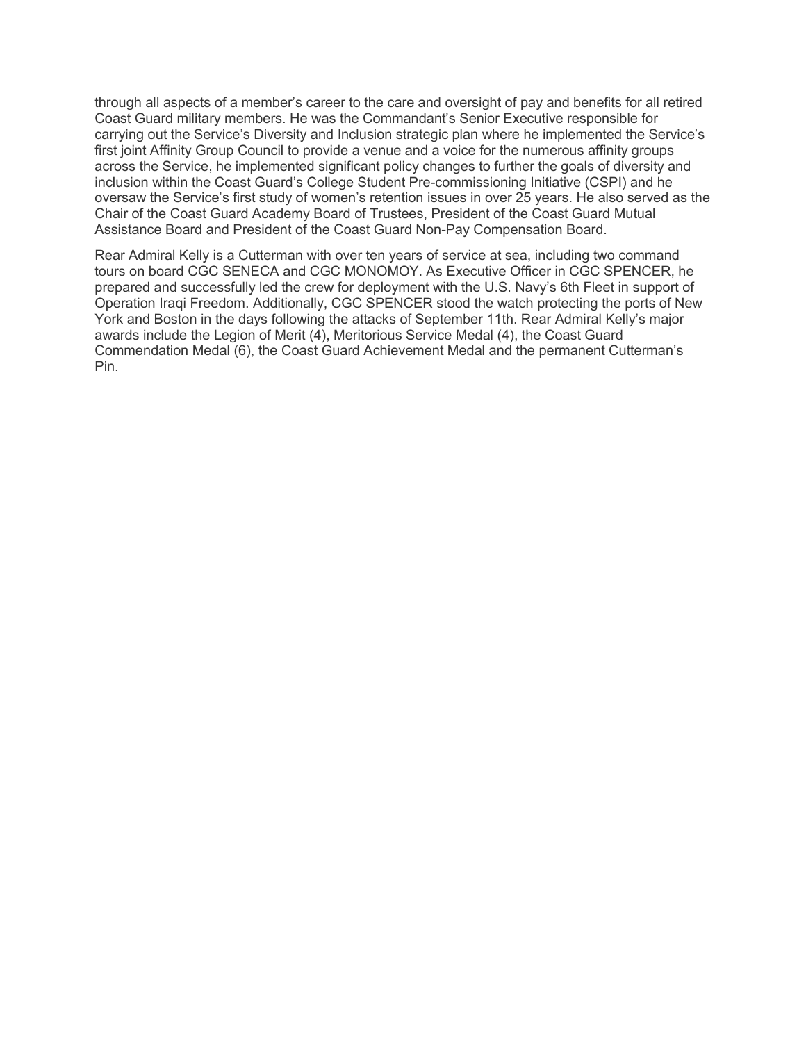through all aspects of a member's career to the care and oversight of pay and benefits for all retired Coast Guard military members. He was the Commandant's Senior Executive responsible for carrying out the Service's Diversity and Inclusion strategic plan where he implemented the Service's first joint Affinity Group Council to provide a venue and a voice for the numerous affinity groups across the Service, he implemented significant policy changes to further the goals of diversity and inclusion within the Coast Guard's College Student Pre-commissioning Initiative (CSPI) and he oversaw the Service's first study of women's retention issues in over 25 years. He also served as the Chair of the Coast Guard Academy Board of Trustees, President of the Coast Guard Mutual Assistance Board and President of the Coast Guard Non-Pay Compensation Board.

Rear Admiral Kelly is a Cutterman with over ten years of service at sea, including two command tours on board CGC SENECA and CGC MONOMOY. As Executive Officer in CGC SPENCER, he prepared and successfully led the crew for deployment with the U.S. Navy's 6th Fleet in support of Operation Iraqi Freedom. Additionally, CGC SPENCER stood the watch protecting the ports of New York and Boston in the days following the attacks of September 11th. Rear Admiral Kelly's major awards include the Legion of Merit (4), Meritorious Service Medal (4), the Coast Guard Commendation Medal (6), the Coast Guard Achievement Medal and the permanent Cutterman's Pin.